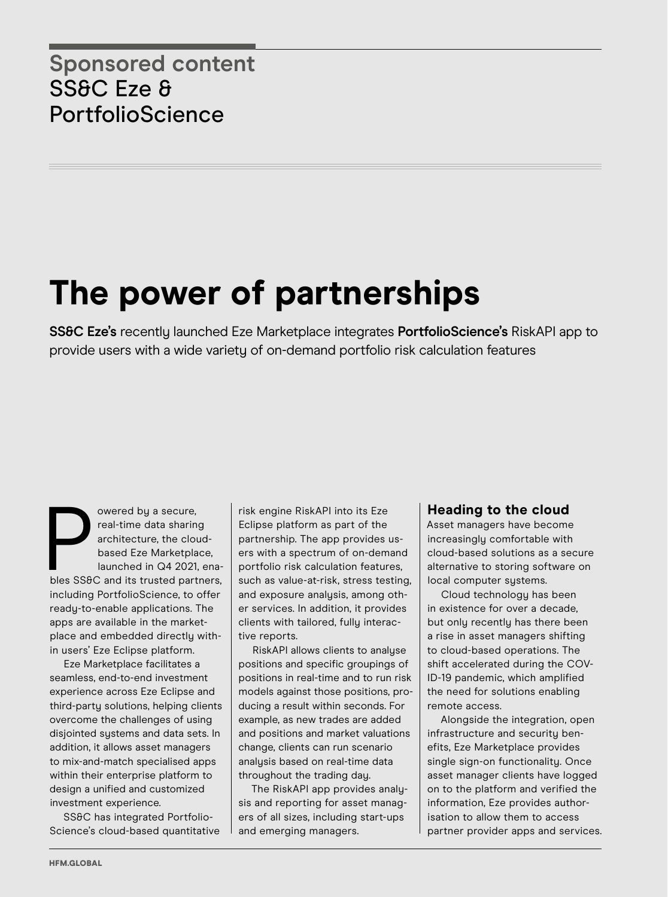Sponsored content
SS&C Eze & PortfolioScience

# The power of partnerships

**SS&C Eze's** recently launched Eze Marketplace integrates **PortfolioScience's** RiskAPI app to provide users with a wide variety of on-demand portfolio risk calculation features

Powered by a secure, real-time data sharing architecture, the cloud-based Eze Marketplace, launched in Q4 2021, enables SS&C and its trusted partners, including PortfolioScience, to offer ready-to-enable applications. The apps are available in the marketplace and embedded directly within users' Eze Eclipse platform.

Eze Marketplace facilitates a seamless, end-to-end investment experience across Eze Eclipse and third-party solutions, helping clients overcome the challenges of using disjointed systems and data sets. In addition, it allows asset managers to mix-and-match specialised apps within their enterprise platform to design a unified and customized investment experience.

SS&C has integrated PortfolioScience's cloud-based quantitative risk engine RiskAPI into its Eze Eclipse platform as part of the partnership. The app provides users with a spectrum of on-demand portfolio risk calculation features, such as value-at-risk, stress testing, and exposure analysis, among other services. In addition, it provides clients with tailored, fully interactive reports.

RiskAPI allows clients to analyse positions and specific groupings of positions in real-time and to run risk models against those positions, producing a result within seconds. For example, as new trades are added and positions and market valuations change, clients can run scenario analysis based on real-time data throughout the trading day.

The RiskAPI app provides analysis and reporting for asset managers of all sizes, including start-ups and emerging managers.

## Heading to the cloud

Asset managers have become increasingly comfortable with cloud-based solutions as a secure alternative to storing software on local computer systems.

Cloud technology has been in existence for over a decade, but only recently has there been a rise in asset managers shifting to cloud-based operations. The shift accelerated during the COVID-19 pandemic, which amplified the need for solutions enabling remote access.

Alongside the integration, open infrastructure and security benefits, Eze Marketplace provides single sign-on functionality. Once asset manager clients have logged on to the platform and verified the information, Eze provides authorisation to allow them to access partner provider apps and services.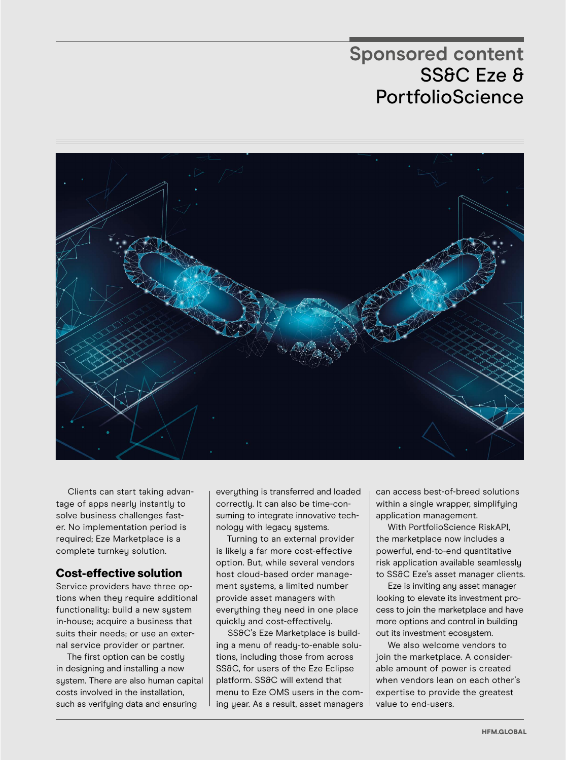Sponsored content
SS&C Eze & PortfolioScience

Clients can start taking advantage of apps nearly instantly to solve business challenges faster. No implementation period is required; Eze Marketplace is a complete turnkey solution.

## Cost-effective solution

Service providers have three options when they require additional functionality: build a new system in-house; acquire a business that suits their needs; or use an external service provider or partner.

The first option can be costly in designing and installing a new system. There are also human capital costs involved in the installation, such as verifying data and ensuring everything is transferred and loaded correctly. It can also be time-consuming to integrate innovative technology with legacy systems.

Turning to an external provider is likely a far more cost-effective option. But, while several vendors host cloud-based order management systems, a limited number provide asset managers with everything they need in one place quickly and cost-effectively.

SS&C's Eze Marketplace is building a menu of ready-to-enable solutions, including those from across SS&C, for users of the Eze Eclipse platform. SS&C will extend that menu to Eze OMS users in the coming year. As a result, asset managers can access best-of-breed solutions within a single wrapper, simplifying application management.

With PortfolioScience RiskAPI, the marketplace now includes a powerful, end-to-end quantitative risk application available seamlessly to SS&C Eze's asset manager clients.

Eze is inviting any asset manager looking to elevate its investment process to join the marketplace and have more options and control in building out its investment ecosystem.

We also welcome vendors to join the marketplace. A considerable amount of power is created when vendors lean on each other's expertise to provide the greatest value to end-users.